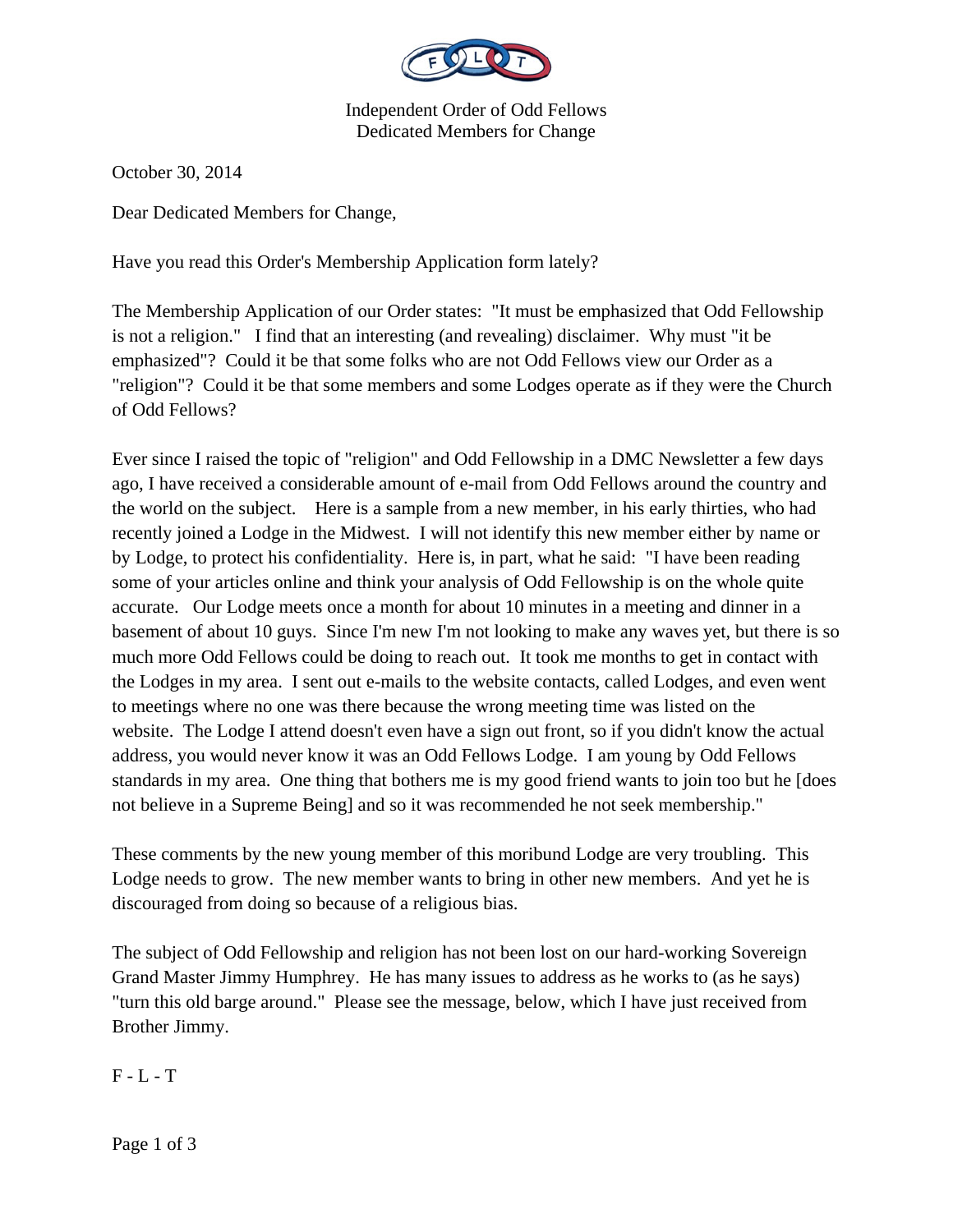Independent Order of Odd Fellows
Dedicated Members for Change

October 30, 2014

Dear Dedicated Members for Change,

Have you read this Order's Membership Application form lately?

The Membership Application of our Order states: "It must be emphasized that Odd Fellowship is not a religion." I find that an interesting (and revealing) disclaimer. Why must "it be emphasized"? Could it be that some folks who are not Odd Fellows view our Order as a "religion"? Could it be that some members and some Lodges operate as if they were the Church of Odd Fellows?

Ever since I raised the topic of "religion" and Odd Fellowship in a DMC Newsletter a few days ago, I have received a considerable amount of e-mail from Odd Fellows around the country and the world on the subject. Here is a sample from a new member, in his early thirties, who had recently joined a Lodge in the Midwest. I will not identify this new member either by name or by Lodge, to protect his confidentiality. Here is, in part, what he said: "I have been reading some of your articles online and think your analysis of Odd Fellowship is on the whole quite accurate. Our Lodge meets once a month for about 10 minutes in a meeting and dinner in a basement of about 10 guys. Since I'm new I'm not looking to make any waves yet, but there is so much more Odd Fellows could be doing to reach out. It took me months to get in contact with the Lodges in my area. I sent out e-mails to the website contacts, called Lodges, and even went to meetings where no one was there because the wrong meeting time was listed on the website. The Lodge I attend doesn't even have a sign out front, so if you didn't know the actual address, you would never know it was an Odd Fellows Lodge. I am young by Odd Fellows standards in my area. One thing that bothers me is my good friend wants to join too but he [does not believe in a Supreme Being] and so it was recommended he not seek membership."

These comments by the new young member of this moribund Lodge are very troubling. This Lodge needs to grow. The new member wants to bring in other new members. And yet he is discouraged from doing so because of a religious bias.

The subject of Odd Fellowship and religion has not been lost on our hard-working Sovereign Grand Master Jimmy Humphrey. He has many issues to address as he works to (as he says) "turn this old barge around." Please see the message, below, which I have just received from Brother Jimmy.

F - L - T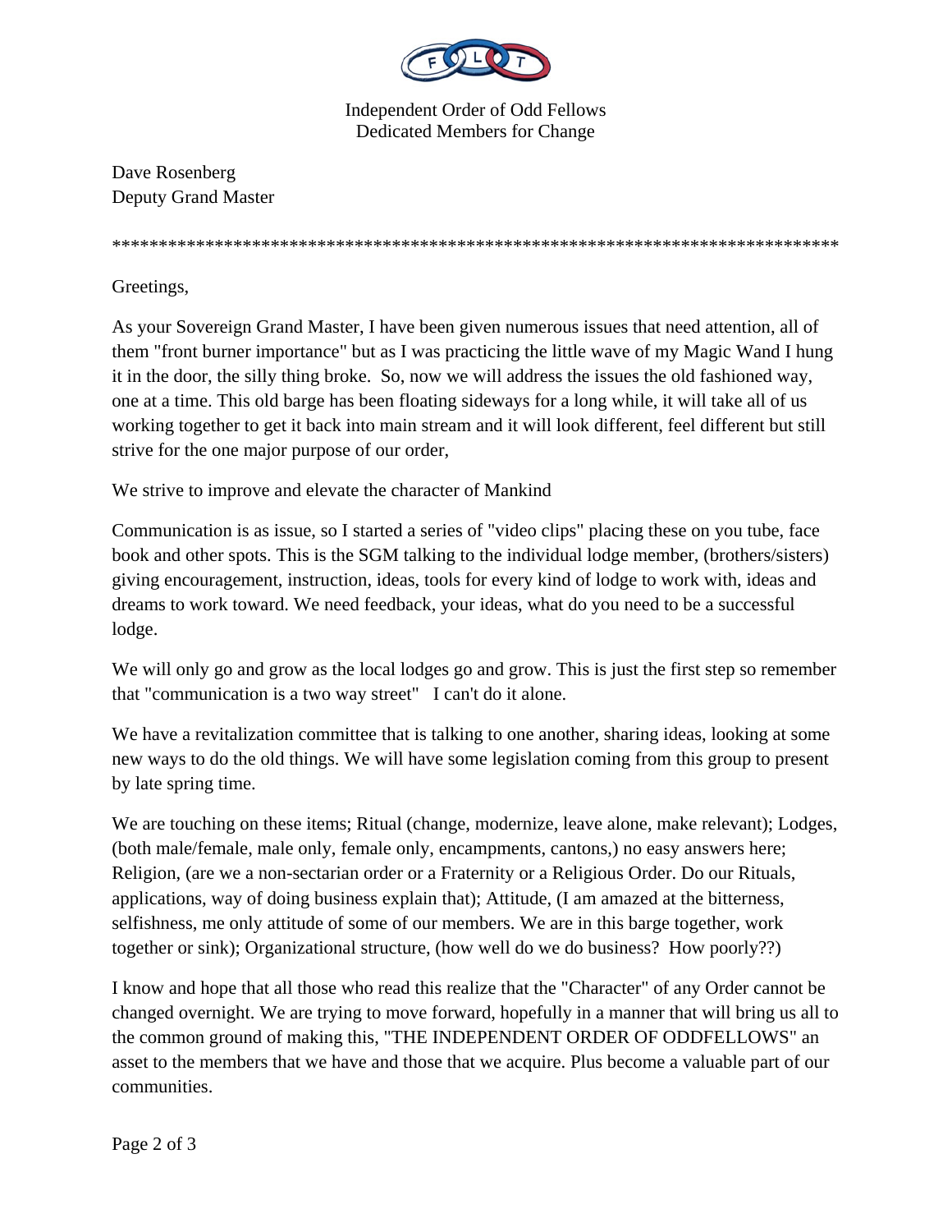Independent Order of Odd Fellows
Dedicated Members for Change

Dave Rosenberg
Deputy Grand Master

********************************************************************************

Greetings,

As your Sovereign Grand Master, I have been given numerous issues that need attention, all of them "front burner importance" but as I was practicing the little wave of my Magic Wand I hung it in the door, the silly thing broke. So, now we will address the issues the old fashioned way, one at a time. This old barge has been floating sideways for a long while, it will take all of us working together to get it back into main stream and it will look different, feel different but still strive for the one major purpose of our order,

We strive to improve and elevate the character of Mankind

Communication is as issue, so I started a series of "video clips" placing these on you tube, face book and other spots. This is the SGM talking to the individual lodge member, (brothers/sisters) giving encouragement, instruction, ideas, tools for every kind of lodge to work with, ideas and dreams to work toward. We need feedback, your ideas, what do you need to be a successful lodge.

We will only go and grow as the local lodges go and grow. This is just the first step so remember that "communication is a two way street" I can't do it alone.

We have a revitalization committee that is talking to one another, sharing ideas, looking at some new ways to do the old things. We will have some legislation coming from this group to present by late spring time.

We are touching on these items; Ritual (change, modernize, leave alone, make relevant); Lodges, (both male/female, male only, female only, encampments, cantons,) no easy answers here; Religion, (are we a non-sectarian order or a Fraternity or a Religious Order. Do our Rituals, applications, way of doing business explain that); Attitude, (I am amazed at the bitterness, selfishness, me only attitude of some of our members. We are in this barge together, work together or sink); Organizational structure, (how well do we do business? How poorly??)

I know and hope that all those who read this realize that the "Character" of any Order cannot be changed overnight. We are trying to move forward, hopefully in a manner that will bring us all to the common ground of making this, "THE INDEPENDENT ORDER OF ODDFELLOWS" an asset to the members that we have and those that we acquire. Plus become a valuable part of our communities.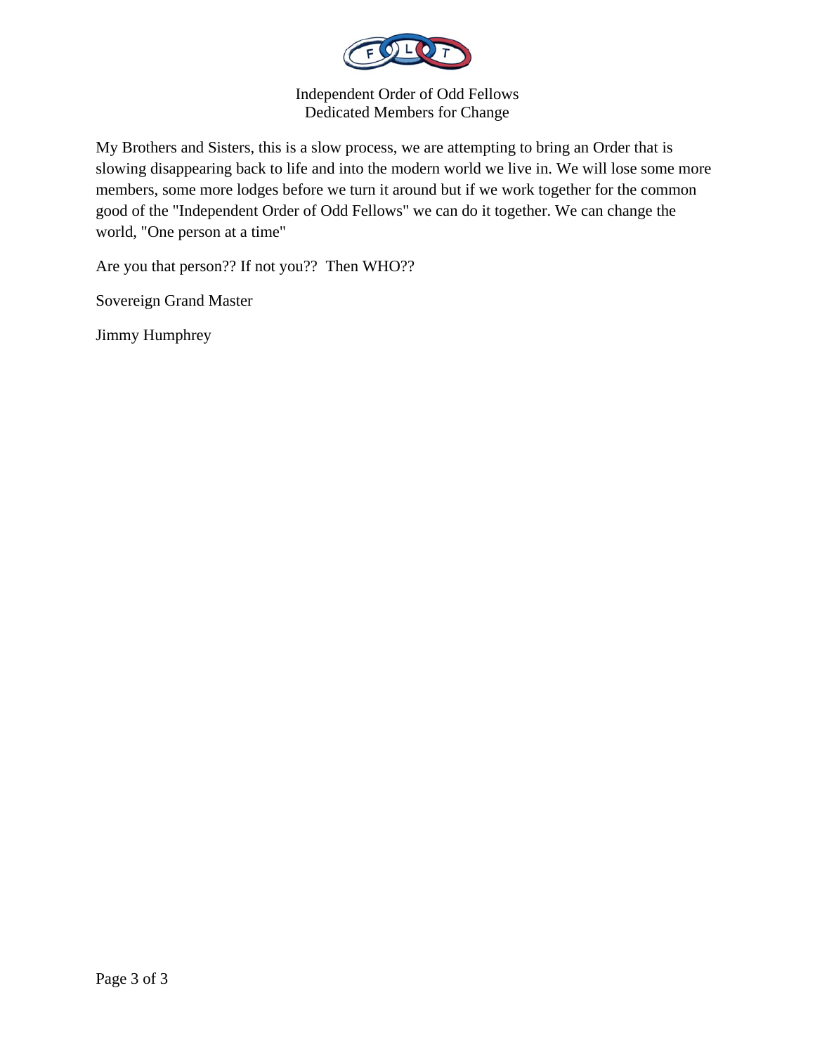Independent Order of Odd Fellows
Dedicated Members for Change

My Brothers and Sisters, this is a slow process, we are attempting to bring an Order that is slowing disappearing back to life and into the modern world we live in. We will lose some more members, some more lodges before we turn it around but if we work together for the common good of the "Independent Order of Odd Fellows" we can do it together. We can change the world, "One person at a time"

Are you that person?? If not you?? Then WHO??

Sovereign Grand Master

Jimmy Humphrey